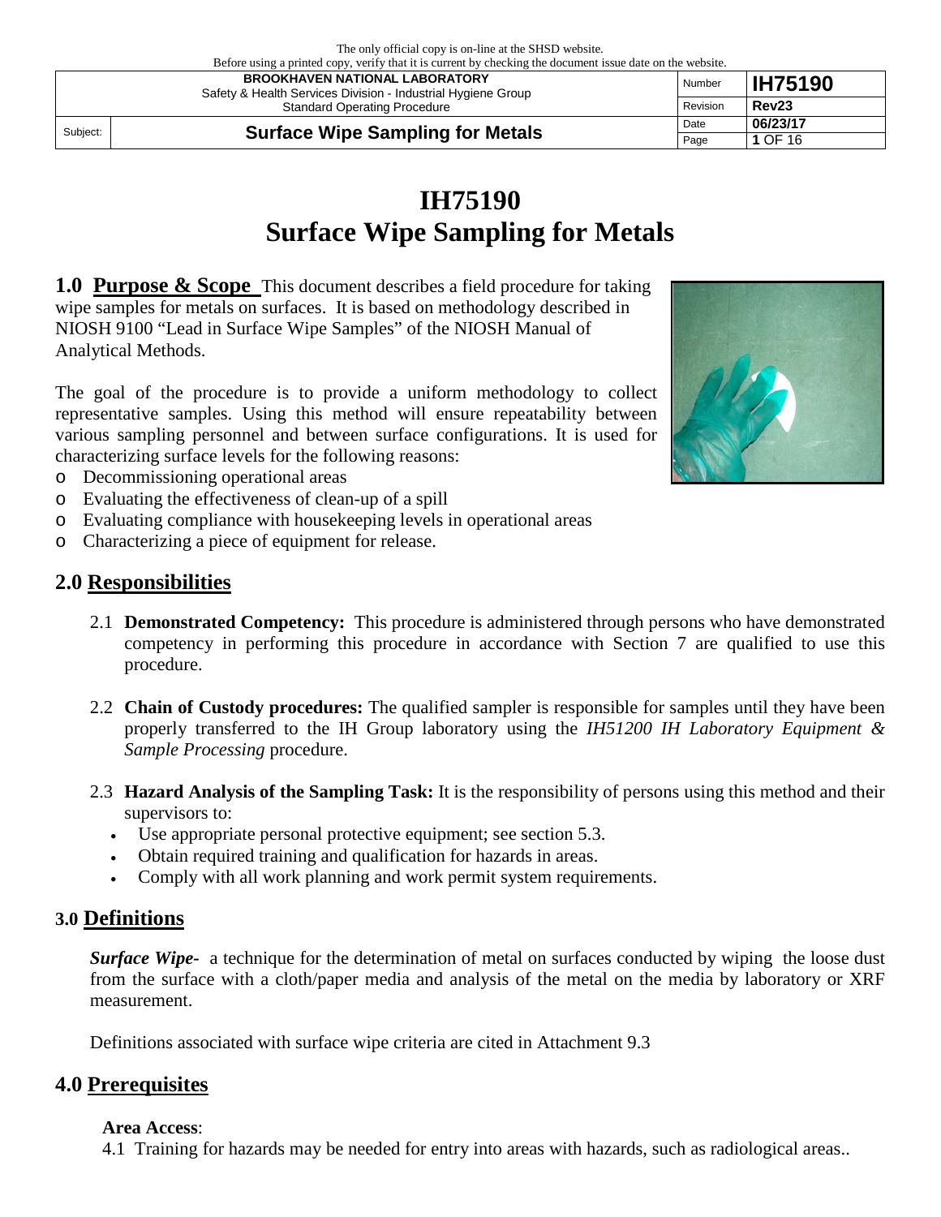The only official copy is on-line at the SHSD website.
Before using a printed copy, verify that it is current by checking the document issue date on the website.

| BROOKHAVEN NATIONAL LABORATORY<br>Safety & Health Services Division - Industrial Hygiene Group<br>Standard Operating Procedure | | Number | **IH75190** |
|---|---|---|---|
| | | Revision | **Rev23** |
| Subject: | **Surface Wipe Sampling for Metals** | Date | **06/23/17** |

# IH75190
# Surface Wipe Sampling for Metals

## 1.0 Purpose & Scope

This document describes a field procedure for taking wipe samples for metals on surfaces. It is based on methodology described in NIOSH 9100 "Lead in Surface Wipe Samples" of the NIOSH Manual of Analytical Methods.

The goal of the procedure is to provide a uniform methodology to collect representative samples. Using this method will ensure repeatability between various sampling personnel and between surface configurations. It is used for characterizing surface levels for the following reasons:

- Decommissioning operational areas
- Evaluating the effectiveness of clean-up of a spill
- Evaluating compliance with housekeeping levels in operational areas
- Characterizing a piece of equipment for release.

## 2.0 Responsibilities

2.1 **Demonstrated Competency:** This procedure is administered through persons who have demonstrated competency in performing this procedure in accordance with Section 7 are qualified to use this procedure.

2.2 **Chain of Custody procedures:** The qualified sampler is responsible for samples until they have been properly transferred to the IH Group laboratory using the *IH51200 IH Laboratory Equipment & Sample Processing* procedure.

2.3 **Hazard Analysis of the Sampling Task:** It is the responsibility of persons using this method and their supervisors to:

- Use appropriate personal protective equipment; see section 5.3.
- Obtain required training and qualification for hazards in areas.
- Comply with all work planning and work permit system requirements.

## 3.0 Definitions

***Surface Wipe-*** a technique for the determination of metal on surfaces conducted by wiping the loose dust from the surface with a cloth/paper media and analysis of the metal on the media by laboratory or XRF measurement.

Definitions associated with surface wipe criteria are cited in Attachment 9.3

## 4.0 Prerequisites

**Area Access**:

4.1 Training for hazards may be needed for entry into areas with hazards, such as radiological areas..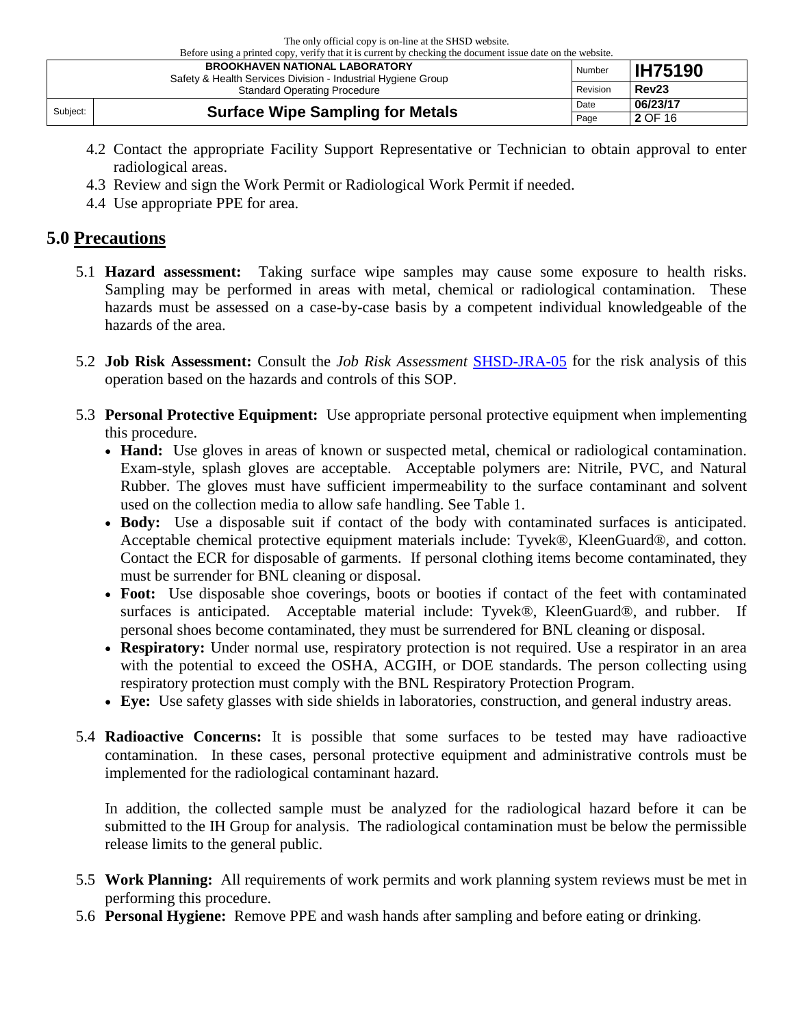4.2 Contact the appropriate Facility Support Representative or Technician to obtain approval to enter radiological areas.

4.3 Review and sign the Work Permit or Radiological Work Permit if needed.

4.4 Use appropriate PPE for area.

## 5.0 Precautions

5.1 **Hazard assessment:** Taking surface wipe samples may cause some exposure to health risks. Sampling may be performed in areas with metal, chemical or radiological contamination. These hazards must be assessed on a case-by-case basis by a competent individual knowledgeable of the hazards of the area.

5.2 **Job Risk Assessment:** Consult the *Job Risk Assessment* SHSD-JRA-05 for the risk analysis of this operation based on the hazards and controls of this SOP.

5.3 **Personal Protective Equipment:** Use appropriate personal protective equipment when implementing this procedure.

- **Hand:** Use gloves in areas of known or suspected metal, chemical or radiological contamination. Exam-style, splash gloves are acceptable. Acceptable polymers are: Nitrile, PVC, and Natural Rubber. The gloves must have sufficient impermeability to the surface contaminant and solvent used on the collection media to allow safe handling. See Table 1.
- **Body:** Use a disposable suit if contact of the body with contaminated surfaces is anticipated. Acceptable chemical protective equipment materials include: Tyvek®, KleenGuard®, and cotton. Contact the ECR for disposable of garments. If personal clothing items become contaminated, they must be surrender for BNL cleaning or disposal.
- **Foot:** Use disposable shoe coverings, boots or booties if contact of the feet with contaminated surfaces is anticipated. Acceptable material include: Tyvek®, KleenGuard®, and rubber. If personal shoes become contaminated, they must be surrendered for BNL cleaning or disposal.
- **Respiratory:** Under normal use, respiratory protection is not required. Use a respirator in an area with the potential to exceed the OSHA, ACGIH, or DOE standards. The person collecting using respiratory protection must comply with the BNL Respiratory Protection Program.
- **Eye:** Use safety glasses with side shields in laboratories, construction, and general industry areas.

5.4 **Radioactive Concerns:** It is possible that some surfaces to be tested may have radioactive contamination. In these cases, personal protective equipment and administrative controls must be implemented for the radiological contaminant hazard.

In addition, the collected sample must be analyzed for the radiological hazard before it can be submitted to the IH Group for analysis. The radiological contamination must be below the permissible release limits to the general public.

5.5 **Work Planning:** All requirements of work permits and work planning system reviews must be met in performing this procedure.

5.6 **Personal Hygiene:** Remove PPE and wash hands after sampling and before eating or drinking.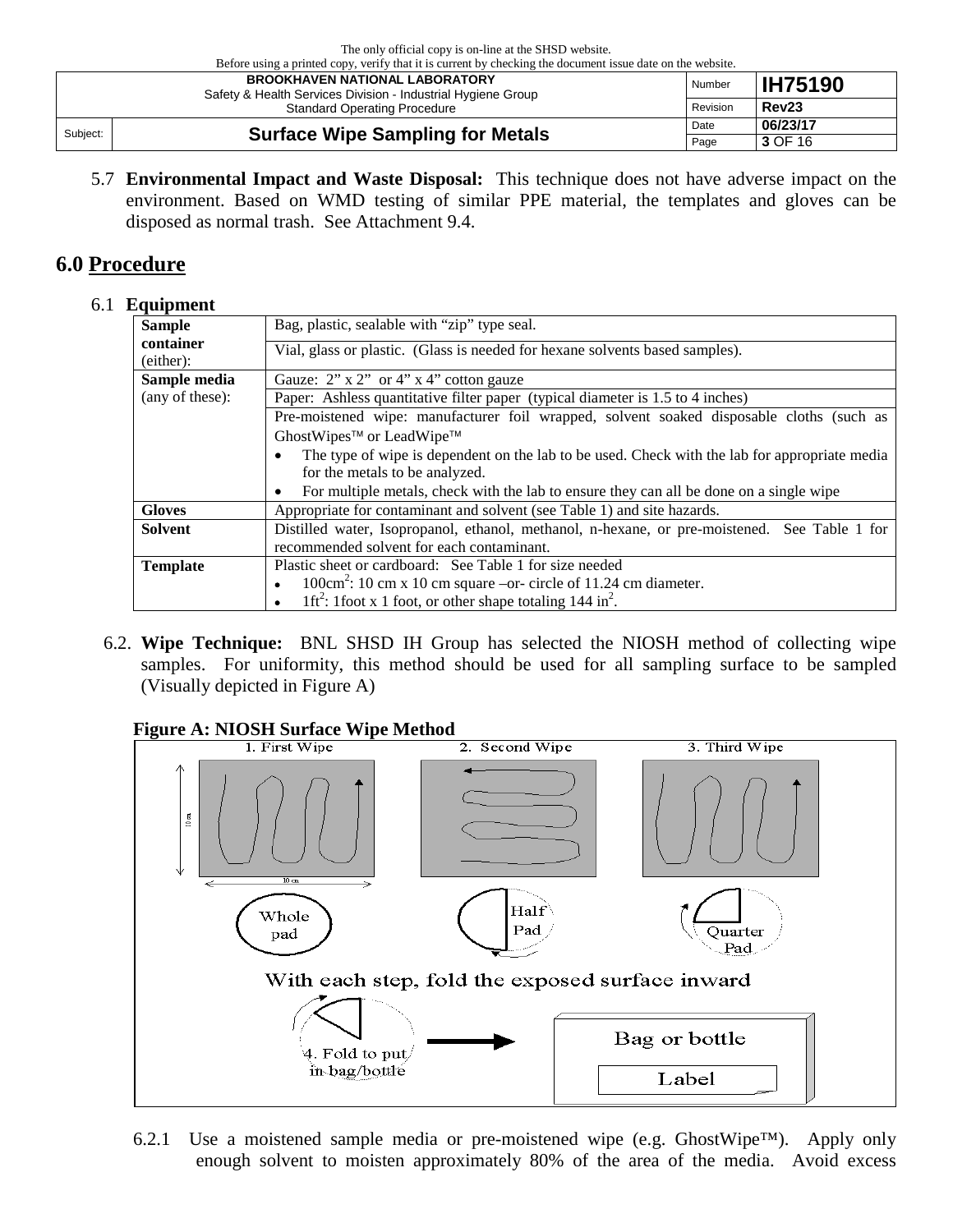5.7 **Environmental Impact and Waste Disposal:** This technique does not have adverse impact on the environment. Based on WMD testing of similar PPE material, the templates and gloves can be disposed as normal trash. See Attachment 9.4.

# 6.0 Procedure

## 6.1 Equipment

| | |
|---|---|
| **Sample container** (either): | Bag, plastic, sealable with "zip" type seal. |
| | Vial, glass or plastic. (Glass is needed for hexane solvents based samples). |
| **Sample media** (any of these): | Gauze: 2" x 2" or 4" x 4" cotton gauze |
| | Paper: Ashless quantitative filter paper (typical diameter is 1.5 to 4 inches) |
| | Pre-moistened wipe: manufacturer foil wrapped, solvent soaked disposable cloths (such as GhostWipes™ or LeadWipe™<br>• The type of wipe is dependent on the lab to be used. Check with the lab for appropriate media for the metals to be analyzed.<br>• For multiple metals, check with the lab to ensure they can all be done on a single wipe |
| **Gloves** | Appropriate for contaminant and solvent (see Table 1) and site hazards. |
| **Solvent** | Distilled water, Isopropanol, ethanol, methanol, n-hexane, or pre-moistened. See Table 1 for recommended solvent for each contaminant. |
| **Template** | Plastic sheet or cardboard: See Table 1 for size needed<br>• $100cm^2$: 10 cm x 10 cm square –or- circle of 11.24 cm diameter.<br>• $1ft^2$: 1foot x 1 foot, or other shape totaling 144 $in^2$. |

6.2. **Wipe Technique:** BNL SHSD IH Group has selected the NIOSH method of collecting wipe samples. For uniformity, this method should be used for all sampling surface to be sampled (Visually depicted in Figure A)

**Figure A: NIOSH Surface Wipe Method**

1. First Wipe — Whole pad
2. Second Wipe — Half Pad
3. Third Wipe — Quarter Pad

With each step, fold the exposed surface inward

4. Fold to put in bag/bottle → Bag or bottle, Label

6.2.1 Use a moistened sample media or pre-moistened wipe (e.g. GhostWipe™). Apply only enough solvent to moisten approximately 80% of the area of the media. Avoid excess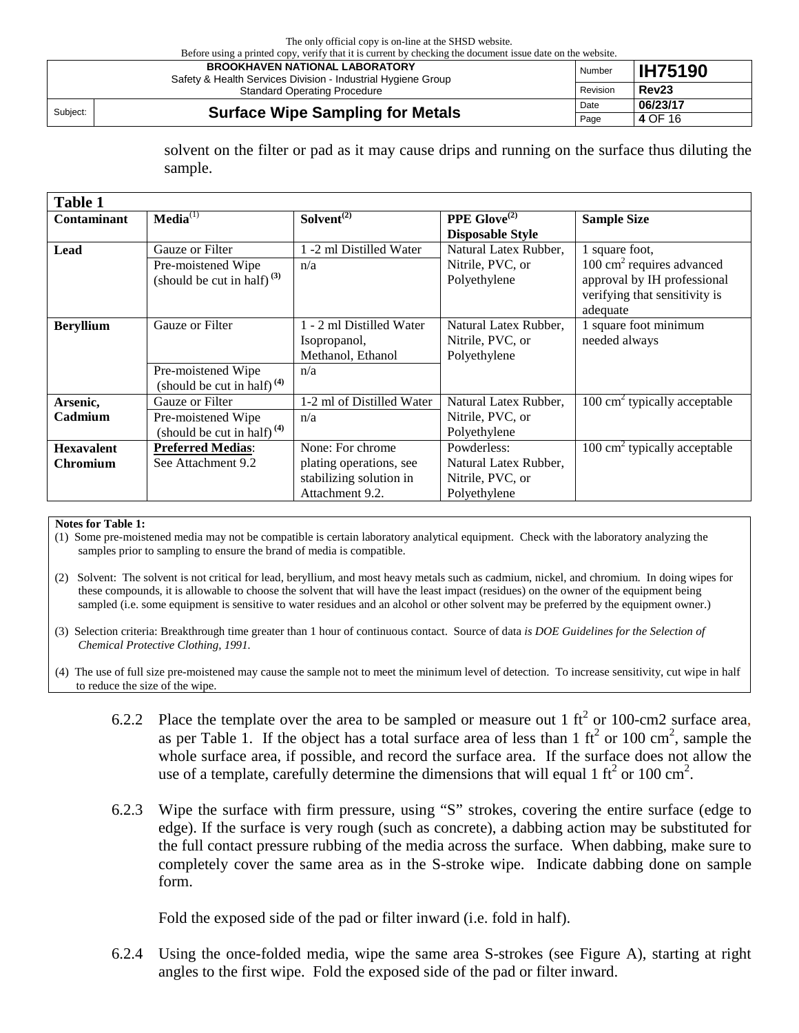solvent on the filter or pad as it may cause drips and running on the surface thus diluting the sample.

| Table 1 | | | | |
|---|---|---|---|---|
| **Contaminant** | **Media**[(1)] | **Solvent**[(2)] | **PPE Glove**[(2)] **Disposable Style** | **Sample Size** |
| **Lead** | Gauze or Filter | 1 -2 ml Distilled Water | Natural Latex Rubber, Nitrile, PVC, or Polyethylene | 1 square foot, 100 $cm^2$ requires advanced approval by IH professional verifying that sensitivity is adequate |
| | Pre-moistened Wipe (should be cut in half) **(3)** | n/a | | |
| **Beryllium** | Gauze or Filter | 1 - 2 ml Distilled Water Isopropanol, Methanol, Ethanol | Natural Latex Rubber, Nitrile, PVC, or Polyethylene | 1 square foot minimum needed always |
| | Pre-moistened Wipe (should be cut in half) **(4)** | n/a | | |
| **Arsenic, Cadmium** | Gauze or Filter | 1-2 ml of Distilled Water | Natural Latex Rubber, Nitrile, PVC, or Polyethylene | 100 $cm^2$ typically acceptable |
| | Pre-moistened Wipe (should be cut in half) **(4)** | n/a | | |
| **Hexavalent Chromium** | **Preferred Medias**: See Attachment 9.2 | None: For chrome plating operations, see stabilizing solution in Attachment 9.2. | Powderless: Natural Latex Rubber, Nitrile, PVC, or Polyethylene | 100 $cm^2$ typically acceptable |

**Notes for Table 1:**

(1) Some pre-moistened media may not be compatible is certain laboratory analytical equipment. Check with the laboratory analyzing the samples prior to sampling to ensure the brand of media is compatible.

(2) Solvent: The solvent is not critical for lead, beryllium, and most heavy metals such as cadmium, nickel, and chromium. In doing wipes for these compounds, it is allowable to choose the solvent that will have the least impact (residues) on the owner of the equipment being sampled (i.e. some equipment is sensitive to water residues and an alcohol or other solvent may be preferred by the equipment owner.)

(3) Selection criteria: Breakthrough time greater than 1 hour of continuous contact. Source of data *is DOE Guidelines for the Selection of Chemical Protective Clothing, 1991.*

(4) The use of full size pre-moistened may cause the sample not to meet the minimum level of detection. To increase sensitivity, cut wipe in half to reduce the size of the wipe.

6.2.2 Place the template over the area to be sampled or measure out 1 $ft^2$ or 100-cm2 surface area, as per Table 1. If the object has a total surface area of less than 1 $ft^2$ or 100 $cm^2$, sample the whole surface area, if possible, and record the surface area. If the surface does not allow the use of a template, carefully determine the dimensions that will equal 1 $ft^2$ or 100 $cm^2$.

6.2.3 Wipe the surface with firm pressure, using "S" strokes, covering the entire surface (edge to edge). If the surface is very rough (such as concrete), a dabbing action may be substituted for the full contact pressure rubbing of the media across the surface. When dabbing, make sure to completely cover the same area as in the S-stroke wipe. Indicate dabbing done on sample form.

Fold the exposed side of the pad or filter inward (i.e. fold in half).

6.2.4 Using the once-folded media, wipe the same area S-strokes (see Figure A), starting at right angles to the first wipe. Fold the exposed side of the pad or filter inward.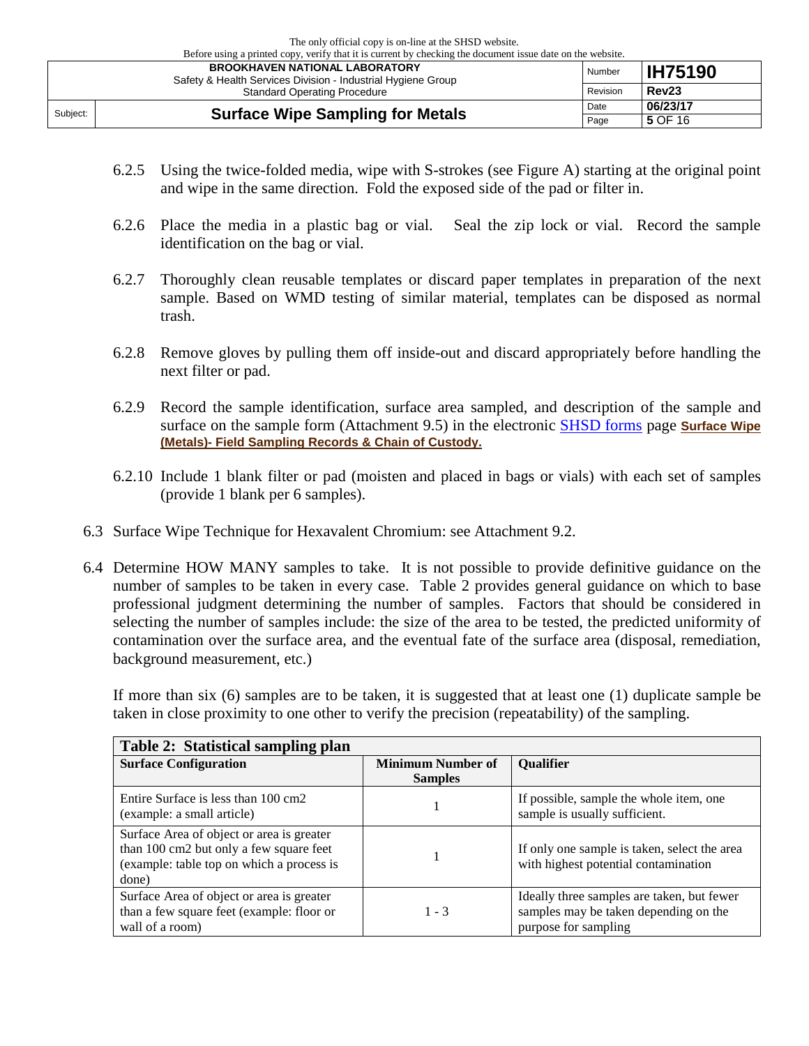6.2.5 Using the twice-folded media, wipe with S-strokes (see Figure A) starting at the original point and wipe in the same direction. Fold the exposed side of the pad or filter in.

6.2.6 Place the media in a plastic bag or vial. Seal the zip lock or vial. Record the sample identification on the bag or vial.

6.2.7 Thoroughly clean reusable templates or discard paper templates in preparation of the next sample. Based on WMD testing of similar material, templates can be disposed as normal trash.

6.2.8 Remove gloves by pulling them off inside-out and discard appropriately before handling the next filter or pad.

6.2.9 Record the sample identification, surface area sampled, and description of the sample and surface on the sample form (Attachment 9.5) in the electronic SHSD forms page **Surface Wipe (Metals)- Field Sampling Records & Chain of Custody.**

6.2.10 Include 1 blank filter or pad (moisten and placed in bags or vials) with each set of samples (provide 1 blank per 6 samples).

6.3 Surface Wipe Technique for Hexavalent Chromium: see Attachment 9.2.

6.4 Determine HOW MANY samples to take. It is not possible to provide definitive guidance on the number of samples to be taken in every case. Table 2 provides general guidance on which to base professional judgment determining the number of samples. Factors that should be considered in selecting the number of samples include: the size of the area to be tested, the predicted uniformity of contamination over the surface area, and the eventual fate of the surface area (disposal, remediation, background measurement, etc.)

If more than six (6) samples are to be taken, it is suggested that at least one (1) duplicate sample be taken in close proximity to one other to verify the precision (repeatability) of the sampling.

**Table 2: Statistical sampling plan**

| Surface Configuration | Minimum Number of Samples | Qualifier |
|---|---|---|
| Entire Surface is less than 100 cm2 (example: a small article) | 1 | If possible, sample the whole item, one sample is usually sufficient. |
| Surface Area of object or area is greater than 100 cm2 but only a few square feet (example: table top on which a process is done) | 1 | If only one sample is taken, select the area with highest potential contamination |
| Surface Area of object or area is greater than a few square feet (example: floor or wall of a room) | 1 - 3 | Ideally three samples are taken, but fewer samples may be taken depending on the purpose for sampling |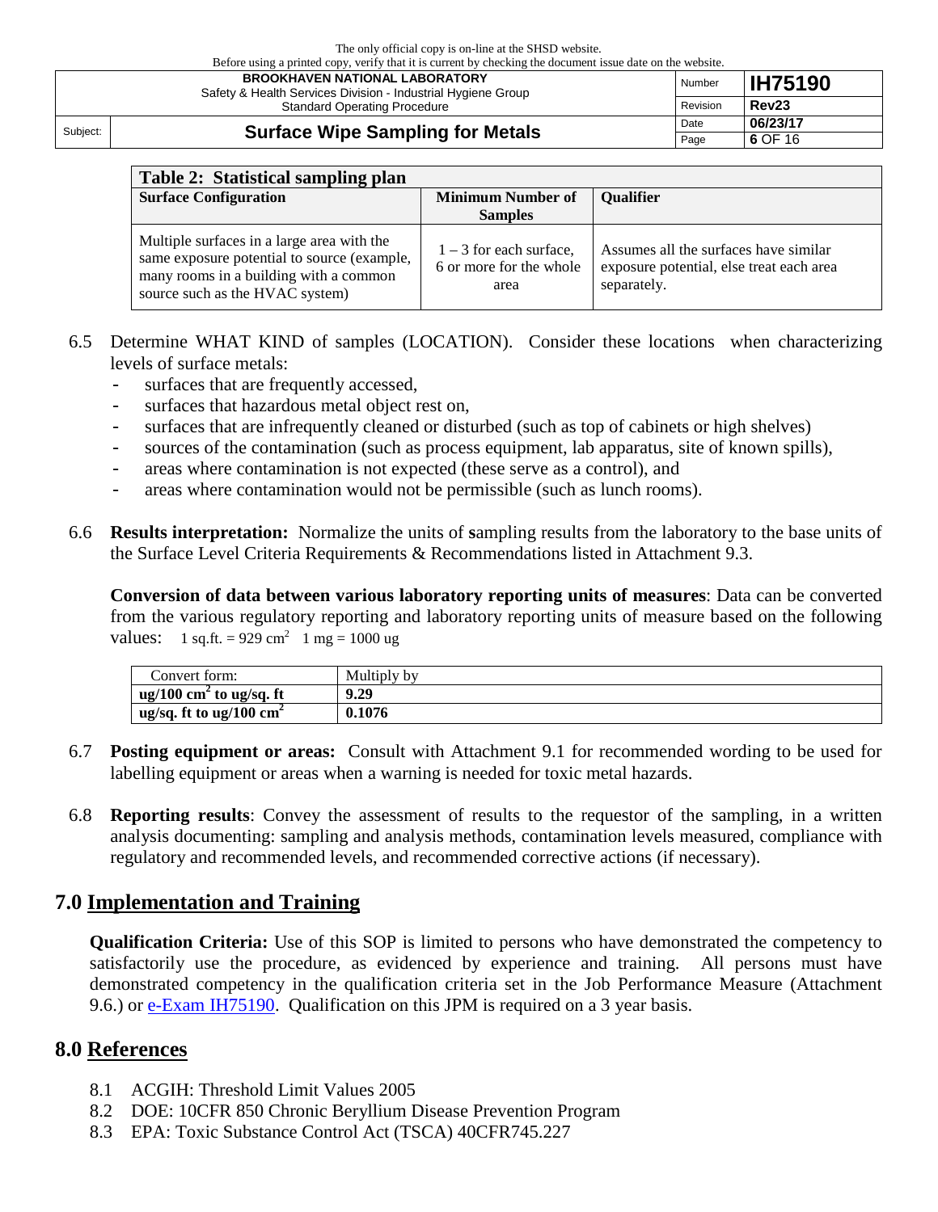| Table 2: Statistical sampling plan | | |
|---|---|---|
| **Surface Configuration** | **Minimum Number of Samples** | **Qualifier** |
| Multiple surfaces in a large area with the same exposure potential to source (example, many rooms in a building with a common source such as the HVAC system) | 1 – 3 for each surface, 6 or more for the whole area | Assumes all the surfaces have similar exposure potential, else treat each area separately. |

6.5 Determine WHAT KIND of samples (LOCATION). Consider these locations when characterizing levels of surface metals:

- surfaces that are frequently accessed,
- surfaces that hazardous metal object rest on,
- surfaces that are infrequently cleaned or disturbed (such as top of cabinets or high shelves)
- sources of the contamination (such as process equipment, lab apparatus, site of known spills),
- areas where contamination is not expected (these serve as a control), and
- areas where contamination would not be permissible (such as lunch rooms).

6.6 **Results interpretation:** Normalize the units of **s**ampling results from the laboratory to the base units of the Surface Level Criteria Requirements & Recommendations listed in Attachment 9.3.

**Conversion of data between various laboratory reporting units of measures**: Data can be converted from the various regulatory reporting and laboratory reporting units of measure based on the following values: 1 sq.ft. = 929 $cm^2$ 1 mg = 1000 ug

| Convert form: | Multiply by |
|---|---|
| **ug/100 $cm^2$ to ug/sq. ft** | **9.29** |
| **ug/sq. ft to ug/100 $cm^2$** | **0.1076** |

6.7 **Posting equipment or areas:** Consult with Attachment 9.1 for recommended wording to be used for labelling equipment or areas when a warning is needed for toxic metal hazards.

6.8 **Reporting results**: Convey the assessment of results to the requestor of the sampling, in a written analysis documenting: sampling and analysis methods, contamination levels measured, compliance with regulatory and recommended levels, and recommended corrective actions (if necessary).

## 7.0 Implementation and Training

**Qualification Criteria:** Use of this SOP is limited to persons who have demonstrated the competency to satisfactorily use the procedure, as evidenced by experience and training. All persons must have demonstrated competency in the qualification criteria set in the Job Performance Measure (Attachment 9.6.) or e-Exam IH75190. Qualification on this JPM is required on a 3 year basis.

## 8.0 References

8.1 ACGIH: Threshold Limit Values 2005

8.2 DOE: 10CFR 850 Chronic Beryllium Disease Prevention Program

8.3 EPA: Toxic Substance Control Act (TSCA) 40CFR745.227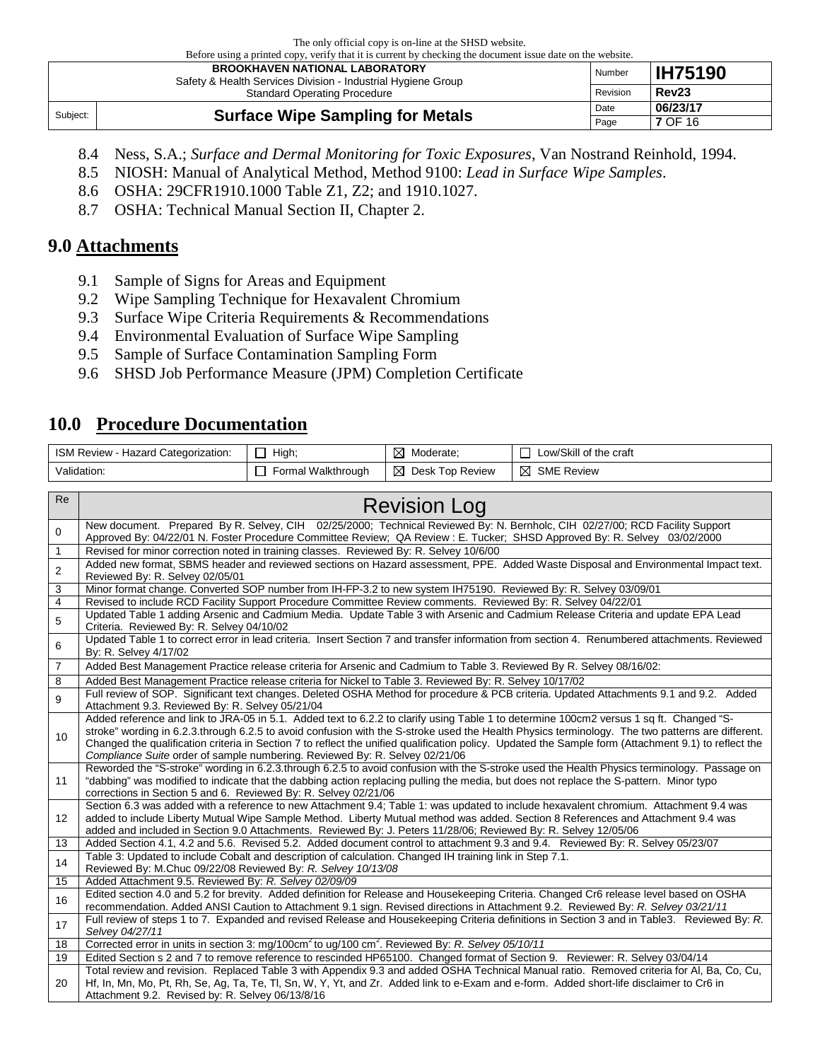8.4 Ness, S.A.; *Surface and Dermal Monitoring for Toxic Exposures*, Van Nostrand Reinhold, 1994.

8.5 NIOSH: Manual of Analytical Method, Method 9100: *Lead in Surface Wipe Samples*.

8.6 OSHA: 29CFR1910.1000 Table Z1, Z2; and 1910.1027.

8.7 OSHA: Technical Manual Section II, Chapter 2.

## 9.0 Attachments

9.1 Sample of Signs for Areas and Equipment

9.2 Wipe Sampling Technique for Hexavalent Chromium

9.3 Surface Wipe Criteria Requirements & Recommendations

9.4 Environmental Evaluation of Surface Wipe Sampling

9.5 Sample of Surface Contamination Sampling Form

9.6 SHSD Job Performance Measure (JPM) Completion Certificate

## 10.0 Procedure Documentation

| ISM Review - Hazard Categorization: | ☐ High; | ☒ Moderate; | ☐ Low/Skill of the craft |
|---|---|---|---|
| Validation: | ☐ Formal Walkthrough | ☒ Desk Top Review | ☒ SME Review |

| Re | Revision Log |
|---|---|
| 0 | New document. Prepared By R. Selvey, CIH 02/25/2000; Technical Reviewed By: N. Bernholc, CIH 02/27/00; RCD Facility Support Approved By: 04/22/01 N. Foster Procedure Committee Review; QA Review : E. Tucker; SHSD Approved By: R. Selvey 03/02/2000 |
| 1 | Revised for minor correction noted in training classes. Reviewed By: R. Selvey 10/6/00 |
| 2 | Added new format, SBMS header and reviewed sections on Hazard assessment, PPE. Added Waste Disposal and Environmental Impact text. Reviewed By: R. Selvey 02/05/01 |
| 3 | Minor format change. Converted SOP number from IH-FP-3.2 to new system IH75190. Reviewed By: R. Selvey 03/09/01 |
| 4 | Revised to include RCD Facility Support Procedure Committee Review comments. Reviewed By: R. Selvey 04/22/01 |
| 5 | Updated Table 1 adding Arsenic and Cadmium Media. Update Table 3 with Arsenic and Cadmium Release Criteria and update EPA Lead Criteria. Reviewed By: R. Selvey 04/10/02 |
| 6 | Updated Table 1 to correct error in lead criteria. Insert Section 7 and transfer information from section 4. Renumbered attachments. Reviewed By: R. Selvey 4/17/02 |
| 7 | Added Best Management Practice release criteria for Arsenic and Cadmium to Table 3. Reviewed By R. Selvey 08/16/02: |
| 8 | Added Best Management Practice release criteria for Nickel to Table 3. Reviewed By: R. Selvey 10/17/02 |
| 9 | Full review of SOP. Significant text changes. Deleted OSHA Method for procedure & PCB criteria. Updated Attachments 9.1 and 9.2. Added Attachment 9.3. Reviewed By: R. Selvey 05/21/04 |
| 10 | Added reference and link to JRA-05 in 5.1. Added text to 6.2.2 to clarify using Table 1 to determine 100cm2 versus 1 sq ft. Changed "S-stroke" wording in 6.2.3.through 6.2.5 to avoid confusion with the S-stroke used the Health Physics terminology. The two patterns are different. Changed the qualification criteria in Section 7 to reflect the unified qualification policy. Updated the Sample form (Attachment 9.1) to reflect the *Compliance Suite* order of sample numbering. Reviewed By: R. Selvey 02/21/06 |
| 11 | Reworded the "S-stroke" wording in 6.2.3.through 6.2.5 to avoid confusion with the S-stroke used the Health Physics terminology. Passage on "dabbing" was modified to indicate that the dabbing action replacing pulling the media, but does not replace the S-pattern. Minor typo corrections in Section 5 and 6. Reviewed By: R. Selvey 02/21/06 |
| 12 | Section 6.3 was added with a reference to new Attachment 9.4; Table 1: was updated to include hexavalent chromium. Attachment 9.4 was added to include Liberty Mutual Wipe Sample Method. Liberty Mutual method was added. Section 8 References and Attachment 9.4 was added and included in Section 9.0 Attachments. Reviewed By: J. Peters 11/28/06; Reviewed By: R. Selvey 12/05/06 |
| 13 | Added Section 4.1, 4.2 and 5.6. Revised 5.2. Added document control to attachment 9.3 and 9.4. Reviewed By: R. Selvey 05/23/07 |
| 14 | Table 3: Updated to include Cobalt and description of calculation. Changed IH training link in Step 7.1. Reviewed By: M.Chuc 09/22/08 Reviewed By: *R. Selvey 10/13/08* |
| 15 | Added Attachment 9.5. Reviewed By: *R. Selvey 02/09/09* |
| 16 | Edited section 4.0 and 5.2 for brevity. Added definition for Release and Housekeeping Criteria. Changed Cr6 release level based on OSHA recommendation. Added ANSI Caution to Attachment 9.1 sign. Revised directions in Attachment 9.2. Reviewed By: *R. Selvey 03/21/11* |
| 17 | Full review of steps 1 to 7. Expanded and revised Release and Housekeeping Criteria definitions in Section 3 and in Table3. Reviewed By: *R. Selvey 04/27/11* |
| 18 | Corrected error in units in section 3: mg/100cm$^2$ to ug/100 cm$^2$. Reviewed By: *R. Selvey 05/10/11* |
| 19 | Edited Section s 2 and 7 to remove reference to rescinded HP65100. Changed format of Section 9. Reviewer: R. Selvey 03/04/14 |
| 20 | Total review and revision. Replaced Table 3 with Appendix 9.3 and added OSHA Technical Manual ratio. Removed criteria for Al, Ba, Co, Cu, Hf, In, Mn, Mo, Pt, Rh, Se, Ag, Ta, Te, Tl, Sn, W, Y, Yt, and Zr. Added link to e-Exam and e-form. Added short-life disclaimer to Cr6 in Attachment 9.2. Revised by: R. Selvey 06/13/8/16 |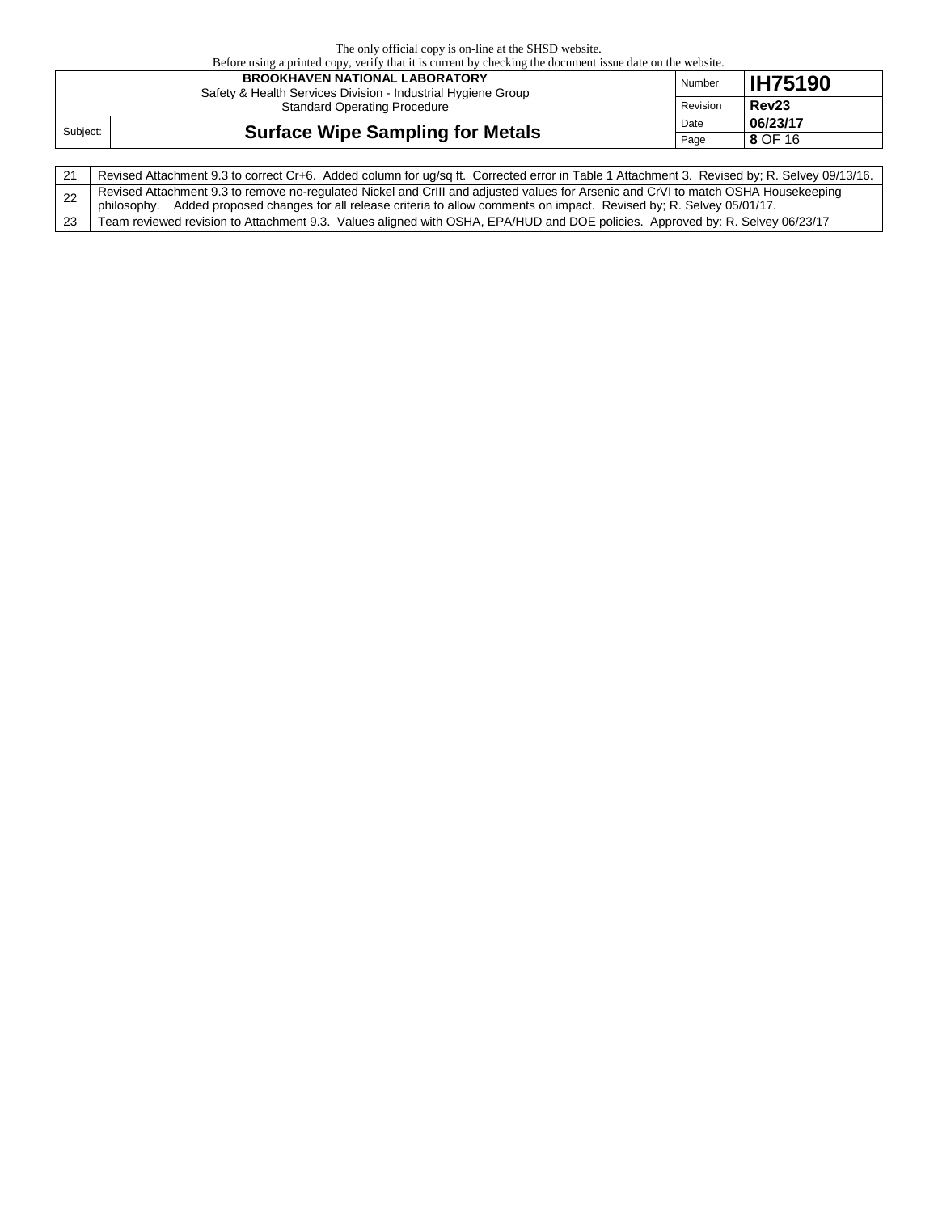| | |
|---|---|
| 21 | Revised Attachment 9.3 to correct Cr+6. Added column for ug/sq ft. Corrected error in Table 1 Attachment 3. Revised by; R. Selvey 09/13/16. |
| 22 | Revised Attachment 9.3 to remove no-regulated Nickel and CrIII and adjusted values for Arsenic and CrVI to match OSHA Housekeeping philosophy. Added proposed changes for all release criteria to allow comments on impact. Revised by; R. Selvey 05/01/17. |
| 23 | Team reviewed revision to Attachment 9.3. Values aligned with OSHA, EPA/HUD and DOE policies. Approved by: R. Selvey 06/23/17 |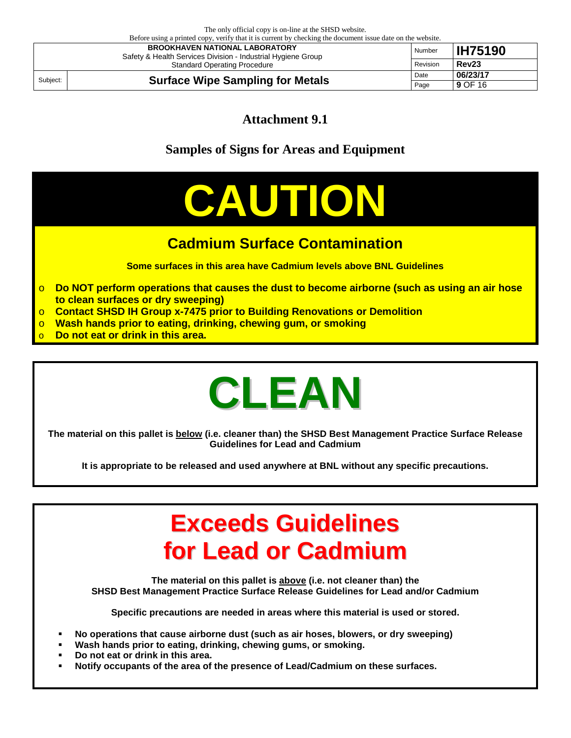## Attachment 9.1

## Samples of Signs for Areas and Equipment

# CAUTION

### Cadmium Surface Contamination

**Some surfaces in this area have Cadmium levels above BNL Guidelines**

- **Do NOT perform operations that causes the dust to become airborne (such as using an air hose to clean surfaces or dry sweeping)**
- **Contact SHSD IH Group x-7475 prior to Building Renovations or Demolition**
- **Wash hands prior to eating, drinking, chewing gum, or smoking**
- **Do not eat or drink in this area.**

# CLEAN

**The material on this pallet is below (i.e. cleaner than) the SHSD Best Management Practice Surface Release Guidelines for Lead and Cadmium**

**It is appropriate to be released and used anywhere at BNL without any specific precautions.**

# Exceeds Guidelines for Lead or Cadmium

**The material on this pallet is above (i.e. not cleaner than) the SHSD Best Management Practice Surface Release Guidelines for Lead and/or Cadmium**

**Specific precautions are needed in areas where this material is used or stored.**

- **No operations that cause airborne dust (such as air hoses, blowers, or dry sweeping)**
- **Wash hands prior to eating, drinking, chewing gums, or smoking.**
- **Do not eat or drink in this area.**
- **Notify occupants of the area of the presence of Lead/Cadmium on these surfaces.**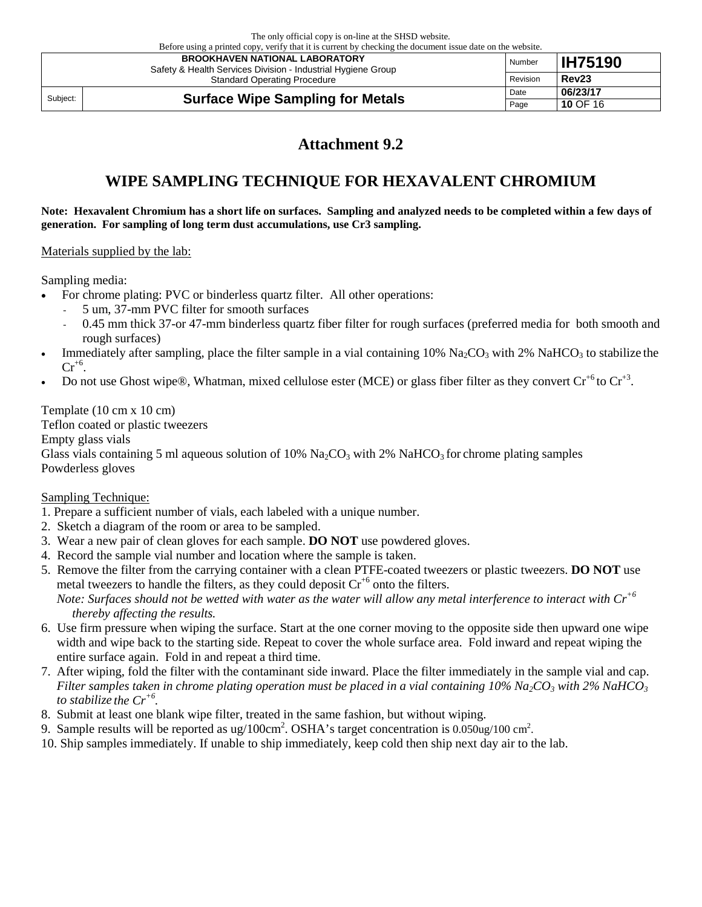# Attachment 9.2

## WIPE SAMPLING TECHNIQUE FOR HEXAVALENT CHROMIUM

**Note: Hexavalent Chromium has a short life on surfaces. Sampling and analyzed needs to be completed within a few days of generation. For sampling of long term dust accumulations, use Cr3 sampling.**

Materials supplied by the lab:

Sampling media:

- For chrome plating: PVC or binderless quartz filter. All other operations:
  - 5 um, 37-mm PVC filter for smooth surfaces
  - 0.45 mm thick 37-or 47-mm binderless quartz fiber filter for rough surfaces (preferred media for both smooth and rough surfaces)
- Immediately after sampling, place the filter sample in a vial containing 10% $Na_2CO_3$ with 2% $NaHCO_3$ to stabilize the $Cr^{+6}$.
- Do not use Ghost wipe®, Whatman, mixed cellulose ester (MCE) or glass fiber filter as they convert $Cr^{+6}$ to $Cr^{+3}$.

Template (10 cm x 10 cm)
Teflon coated or plastic tweezers
Empty glass vials
Glass vials containing 5 ml aqueous solution of 10% $Na_2CO_3$ with 2% $NaHCO_3$ for chrome plating samples
Powderless gloves

Sampling Technique:

1. Prepare a sufficient number of vials, each labeled with a unique number.
2. Sketch a diagram of the room or area to be sampled.
3. Wear a new pair of clean gloves for each sample. **DO NOT** use powdered gloves.
4. Record the sample vial number and location where the sample is taken.
5. Remove the filter from the carrying container with a clean PTFE-coated tweezers or plastic tweezers. **DO NOT** use metal tweezers to handle the filters, as they could deposit $Cr^{+6}$ onto the filters.
   *Note: Surfaces should not be wetted with water as the water will allow any metal interference to interact with $Cr^{+6}$ thereby affecting the results.*
6. Use firm pressure when wiping the surface. Start at the one corner moving to the opposite side then upward one wipe width and wipe back to the starting side. Repeat to cover the whole surface area. Fold inward and repeat wiping the entire surface again. Fold in and repeat a third time.
7. After wiping, fold the filter with the contaminant side inward. Place the filter immediately in the sample vial and cap. *Filter samples taken in chrome plating operation must be placed in a vial containing 10% $Na_2CO_3$ with 2% $NaHCO_3$ to stabilize the $Cr^{+6}$.*
8. Submit at least one blank wipe filter, treated in the same fashion, but without wiping.
9. Sample results will be reported as $ug/100cm^2$. OSHA's target concentration is $0.050ug/100\ cm^2$.
10. Ship samples immediately. If unable to ship immediately, keep cold then ship next day air to the lab.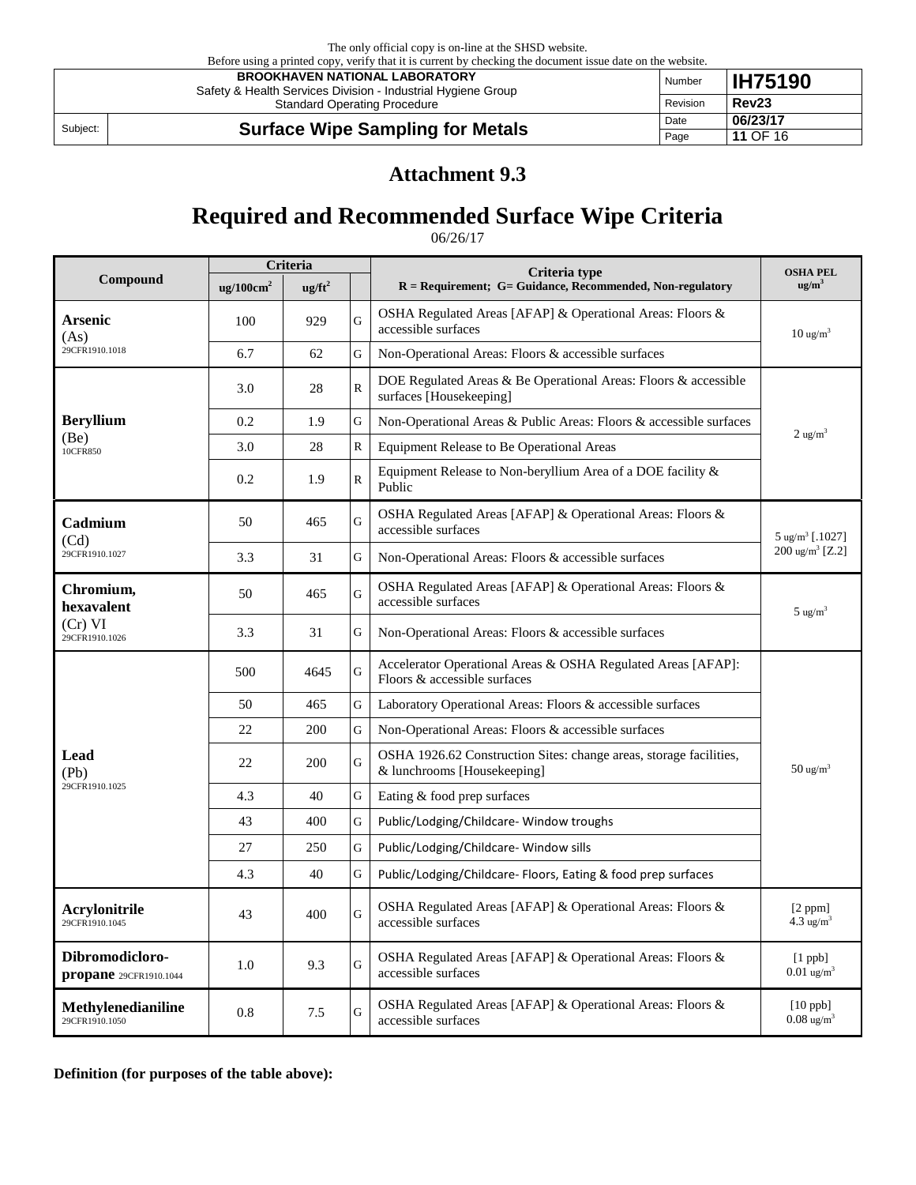# Attachment 9.3

# Required and Recommended Surface Wipe Criteria

06/26/17

| Compound | Criteria | | | Criteria type | OSHA PEL |
|---|---|---|---|---|---|
| | $ug/100cm^2$ | $ug/ft^2$ | | R = Requirement; G= Guidance, Recommended, Non-regulatory | $ug/m^3$ |
| **Arsenic** (As) 29CFR1910.1018 | 100 | 929 | G | OSHA Regulated Areas [AFAP] & Operational Areas: Floors & accessible surfaces | $10 ug/m^3$ |
| | 6.7 | 62 | G | Non-Operational Areas: Floors & accessible surfaces | |
| **Beryllium** (Be) 10CFR850 | 3.0 | 28 | R | DOE Regulated Areas & Be Operational Areas: Floors & accessible surfaces [Housekeeping] | $2 ug/m^3$ |
| | 0.2 | 1.9 | G | Non-Operational Areas & Public Areas: Floors & accessible surfaces | |
| | 3.0 | 28 | R | Equipment Release to Be Operational Areas | |
| | 0.2 | 1.9 | R | Equipment Release to Non-beryllium Area of a DOE facility & Public | |
| **Cadmium** (Cd) 29CFR1910.1027 | 50 | 465 | G | OSHA Regulated Areas [AFAP] & Operational Areas: Floors & accessible surfaces | $5 ug/m^3$ [.1027] $200 ug/m^3$ [Z.2] |
| | 3.3 | 31 | G | Non-Operational Areas: Floors & accessible surfaces | |
| **Chromium, hexavalent** (Cr) VI 29CFR1910.1026 | 50 | 465 | G | OSHA Regulated Areas [AFAP] & Operational Areas: Floors & accessible surfaces | $5 ug/m^3$ |
| | 3.3 | 31 | G | Non-Operational Areas: Floors & accessible surfaces | |
| **Lead** (Pb) 29CFR1910.1025 | 500 | 4645 | G | Accelerator Operational Areas & OSHA Regulated Areas [AFAP]: Floors & accessible surfaces | $50 ug/m^3$ |
| | 50 | 465 | G | Laboratory Operational Areas: Floors & accessible surfaces | |
| | 22 | 200 | G | Non-Operational Areas: Floors & accessible surfaces | |
| | 22 | 200 | G | OSHA 1926.62 Construction Sites: change areas, storage facilities, & lunchrooms [Housekeeping] | |
| | 4.3 | 40 | G | Eating & food prep surfaces | |
| | 43 | 400 | G | Public/Lodging/Childcare- Window troughs | |
| | 27 | 250 | G | Public/Lodging/Childcare- Window sills | |
| | 4.3 | 40 | G | Public/Lodging/Childcare- Floors, Eating & food prep surfaces | |
| **Acrylonitrile** 29CFR1910.1045 | 43 | 400 | G | OSHA Regulated Areas [AFAP] & Operational Areas: Floors & accessible surfaces | [2 ppm] $4.3 ug/m^3$ |
| **Dibromodicloro-propane** 29CFR1910.1044 | 1.0 | 9.3 | G | OSHA Regulated Areas [AFAP] & Operational Areas: Floors & accessible surfaces | [1 ppb] $0.01 ug/m^3$ |
| **Methylenedianiline** 29CFR1910.1050 | 0.8 | 7.5 | G | OSHA Regulated Areas [AFAP] & Operational Areas: Floors & accessible surfaces | [10 ppb] $0.08 ug/m^3$ |

**Definition (for purposes of the table above):**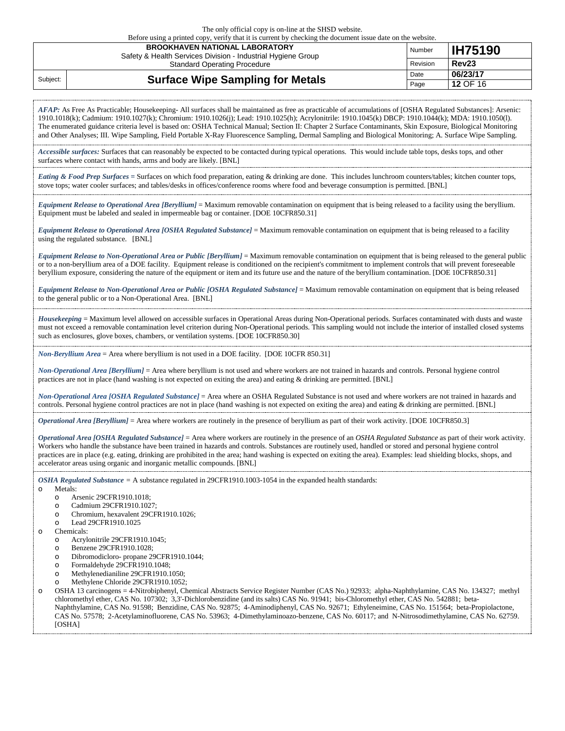*AFAP:* As Free As Practicable; Housekeeping- All surfaces shall be maintained as free as practicable of accumulations of [OSHA Regulated Substances]: Arsenic: 1910.1018(k); Cadmium: 1910.1027(k); Chromium: 1910.1026(j); Lead: 1910.1025(h); Acrylonitrile: 1910.1045(k) DBCP: 1910.1044(k); MDA: 1910.1050(l). The enumerated guidance criteria level is based on: OSHA Technical Manual; Section II: Chapter 2 Surface Contaminants, Skin Exposure, Biological Monitoring and Other Analyses; III. Wipe Sampling, Field Portable X-Ray Fluorescence Sampling, Dermal Sampling and Biological Monitoring; A. Surface Wipe Sampling.

*Accessible surfaces:* Surfaces that can reasonably be expected to be contacted during typical operations. This would include table tops, desks tops, and other surfaces where contact with hands, arms and body are likely. [BNL]

*Eating & Food Prep Surfaces* = Surfaces on which food preparation, eating & drinking are done. This includes lunchroom counters/tables; kitchen counter tops, stove tops; water cooler surfaces; and tables/desks in offices/conference rooms where food and beverage consumption is permitted. [BNL]

*Equipment Release to Operational Area [Beryllium]* = Maximum removable contamination on equipment that is being released to a facility using the beryllium. Equipment must be labeled and sealed in impermeable bag or container. [DOE 10CFR850.31]

*Equipment Release to Operational Area [OSHA Regulated Substance]* = Maximum removable contamination on equipment that is being released to a facility using the regulated substance. [BNL]

*Equipment Release to Non-Operational Area or Public [Beryllium]* = Maximum removable contamination on equipment that is being released to the general public or to a non-beryllium area of a DOE facility. Equipment release is conditioned on the recipient's commitment to implement controls that will prevent foreseeable beryllium exposure, considering the nature of the equipment or item and its future use and the nature of the beryllium contamination. [DOE 10CFR850.31]

*Equipment Release to Non-Operational Area or Public [OSHA Regulated Substance]* = Maximum removable contamination on equipment that is being released to the general public or to a Non-Operational Area. [BNL]

*Housekeeping* = Maximum level allowed on accessible surfaces in Operational Areas during Non-Operational periods. Surfaces contaminated with dusts and waste must not exceed a removable contamination level criterion during Non-Operational periods. This sampling would not include the interior of installed closed systems such as enclosures, glove boxes, chambers, or ventilation systems. [DOE 10CFR850.30]

*Non-Beryllium Area* = Area where beryllium is not used in a DOE facility. [DOE 10CFR 850.31]

*Non-Operational Area [Beryllium]* = Area where beryllium is not used and where workers are not trained in hazards and controls. Personal hygiene control practices are not in place (hand washing is not expected on exiting the area) and eating & drinking are permitted. [BNL]

*Non-Operational Area [OSHA Regulated Substance]* = Area where an OSHA Regulated Substance is not used and where workers are not trained in hazards and controls. Personal hygiene control practices are not in place (hand washing is not expected on exiting the area) and eating & drinking are permitted. [BNL]

*Operational Area [Beryllium]* = Area where workers are routinely in the presence of beryllium as part of their work activity. [DOE 10CFR850.3]

*Operational Area [OSHA Regulated Substance]* = Area where workers are routinely in the presence of an *OSHA Regulated Substance* as part of their work activity. Workers who handle the substance have been trained in hazards and controls. Substances are routinely used, handled or stored and personal hygiene control practices are in place (e.g. eating, drinking are prohibited in the area; hand washing is expected on exiting the area). Examples: lead shielding blocks, shops, and accelerator areas using organic and inorganic metallic compounds. [BNL]

*OSHA Regulated Substance* = A substance regulated in 29CFR1910.1003-1054 in the expanded health standards:

- Metals:
  - Arsenic 29CFR1910.1018;
  - Cadmium 29CFR1910.1027;
  - Chromium, hexavalent 29CFR1910.1026;
  - Lead 29CFR1910.1025
- Chemicals:
  - Acrylonitrile 29CFR1910.1045;
  - Benzene 29CFR1910.1028;
  - Dibromodicloro- propane 29CFR1910.1044;
  - Formaldehyde 29CFR1910.1048;
  - Methylenedianiline 29CFR1910.1050;
  - Methylene Chloride 29CFR1910.1052;
- OSHA 13 carcinogens = 4-Nitrobiphenyl, Chemical Abstracts Service Register Number (CAS No.) 92933; alpha-Naphthylamine, CAS No. 134327; methyl chloromethyl ether, CAS No. 107302; 3,3'-Dichlorobenzidine (and its salts) CAS No. 91941; bis-Chloromethyl ether, CAS No. 542881; beta-Naphthylamine, CAS No. 91598; Benzidine, CAS No. 92875; 4-Aminodiphenyl, CAS No. 92671; Ethyleneimine, CAS No. 151564; beta-Propiolactone, CAS No. 57578; 2-Acetylaminofluorene, CAS No. 53963; 4-Dimethylaminoazo-benzene, CAS No. 60117; and N-Nitrosodimethylamine, CAS No. 62759. [OSHA]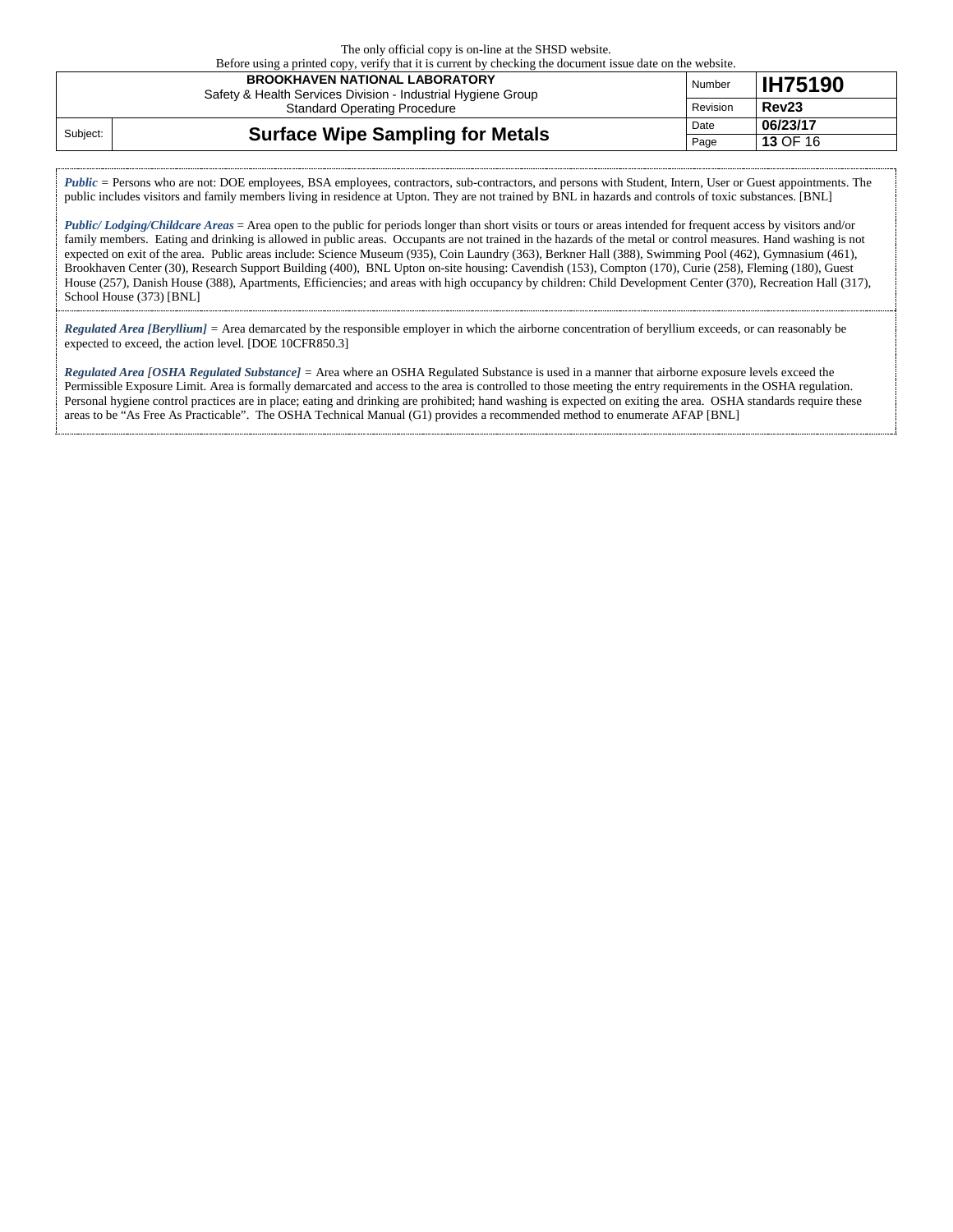***Public*** = Persons who are not: DOE employees, BSA employees, contractors, sub-contractors, and persons with Student, Intern, User or Guest appointments. The public includes visitors and family members living in residence at Upton. They are not trained by BNL in hazards and controls of toxic substances. [BNL]

***Public/ Lodging/Childcare Areas*** = Area open to the public for periods longer than short visits or tours or areas intended for frequent access by visitors and/or family members. Eating and drinking is allowed in public areas. Occupants are not trained in the hazards of the metal or control measures. Hand washing is not expected on exit of the area. Public areas include: Science Museum (935), Coin Laundry (363), Berkner Hall (388), Swimming Pool (462), Gymnasium (461), Brookhaven Center (30), Research Support Building (400), BNL Upton on-site housing: Cavendish (153), Compton (170), Curie (258), Fleming (180), Guest House (257), Danish House (388), Apartments, Efficiencies; and areas with high occupancy by children: Child Development Center (370), Recreation Hall (317), School House (373) [BNL]

***Regulated Area [Beryllium]*** = Area demarcated by the responsible employer in which the airborne concentration of beryllium exceeds, or can reasonably be expected to exceed, the action level. [DOE 10CFR850.3]

***Regulated Area [OSHA Regulated Substance]*** = Area where an OSHA Regulated Substance is used in a manner that airborne exposure levels exceed the Permissible Exposure Limit. Area is formally demarcated and access to the area is controlled to those meeting the entry requirements in the OSHA regulation. Personal hygiene control practices are in place; eating and drinking are prohibited; hand washing is expected on exiting the area. OSHA standards require these areas to be "As Free As Practicable". The OSHA Technical Manual (G1) provides a recommended method to enumerate AFAP [BNL]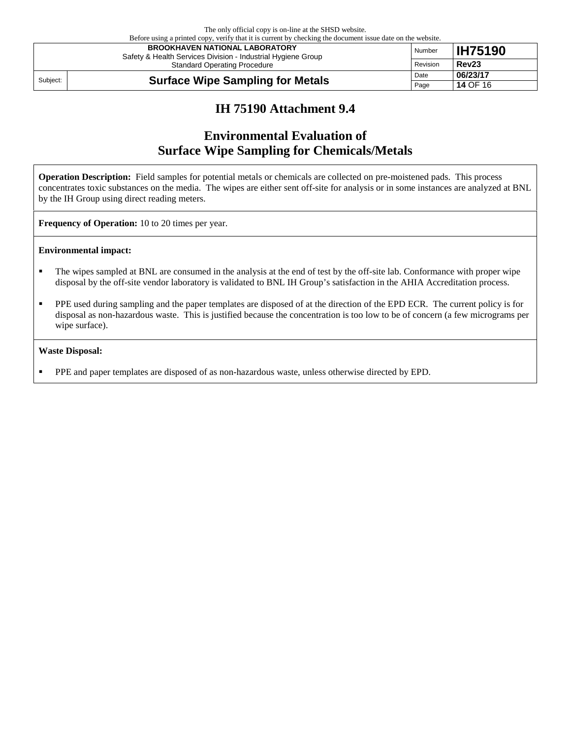# IH 75190 Attachment 9.4

## Environmental Evaluation of Surface Wipe Sampling for Chemicals/Metals

**Operation Description:** Field samples for potential metals or chemicals are collected on pre-moistened pads. This process concentrates toxic substances on the media. The wipes are either sent off-site for analysis or in some instances are analyzed at BNL by the IH Group using direct reading meters.

**Frequency of Operation:** 10 to 20 times per year.

**Environmental impact:**

- The wipes sampled at BNL are consumed in the analysis at the end of test by the off-site lab. Conformance with proper wipe disposal by the off-site vendor laboratory is validated to BNL IH Group's satisfaction in the AHIA Accreditation process.
- PPE used during sampling and the paper templates are disposed of at the direction of the EPD ECR. The current policy is for disposal as non-hazardous waste. This is justified because the concentration is too low to be of concern (a few micrograms per wipe surface).

**Waste Disposal:**

- PPE and paper templates are disposed of as non-hazardous waste, unless otherwise directed by EPD.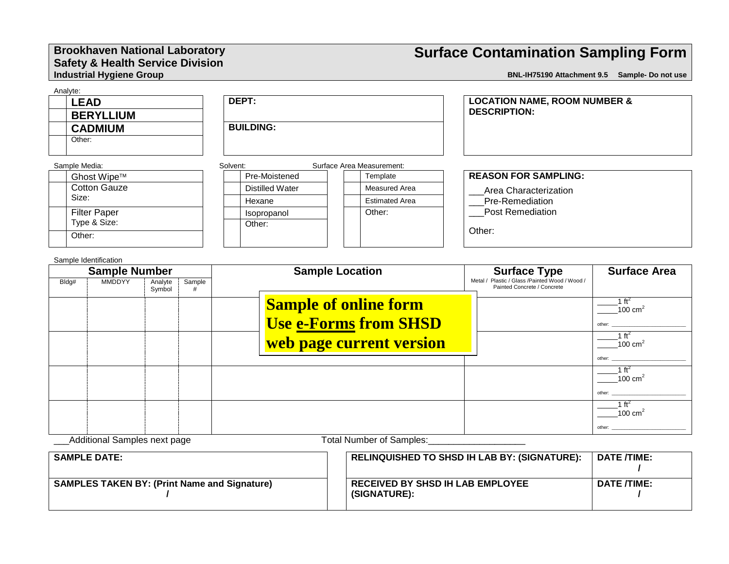**Brookhaven National Laboratory**
**Safety & Health Service Division**
**Industrial Hygiene Group**

# Surface Contamination Sampling Form

**BNL-IH75190 Attachment 9.5 Sample- Do not use**

Analyte:

| | |
|---|---|
| | **LEAD** |
| | **BERYLLIUM** |
| | **CADMIUM** |
| | Other: |

| |
|---|
| **DEPT:** |
| **BUILDING:** |

| |
|---|
| **LOCATION NAME, ROOM NUMBER & DESCRIPTION:** |

Sample Media:

| | |
|---|---|
| | Ghost Wipe™ |
| | Cotton Gauze Size: |
| | Filter Paper Type & Size: |
| | Other: |

Solvent:

| | |
|---|---|
| | Pre-Moistened |
| | Distilled Water |
| | Hexane |
| | Isopropanol |
| | Other: |

Surface Area Measurement:

| | |
|---|---|
| | Template |
| | Measured Area |
| | Estimated Area |
| | Other: |

**REASON FOR SAMPLING:**

___Area Characterization
___Pre-Remediation
___Post Remediation

Other:

Sample Identification

| Sample Number | | | | Sample Location | Surface Type | Surface Area |
|---|---|---|---|---|---|---|
| Bldg# | MMDDYY | Analyte Symbol | Sample # | | Metal / Plastic / Glass /Painted Wood / Wood / Painted Concrete / Concrete | |
| | | | | | | _____1 ft² _____100 cm² other: ______ |
| | | | | | | _____1 ft² _____100 cm² other: ______ |
| | | | | | | _____1 ft² _____100 cm² other: ______ |
| | | | | | | _____1 ft² _____100 cm² other: ______ |

**Sample of online form**
**Use e-Forms from SHSD web page current version**

___Additional Samples next page Total Number of Samples:___________________

| | | |
|---|---|---|
| **SAMPLE DATE:** | **RELINQUISHED TO SHSD IH LAB BY: (SIGNATURE):** | **DATE /TIME:** / |
| **SAMPLES TAKEN BY: (Print Name and Signature)** / | **RECEIVED BY SHSD IH LAB EMPLOYEE (SIGNATURE):** | **DATE /TIME:** / |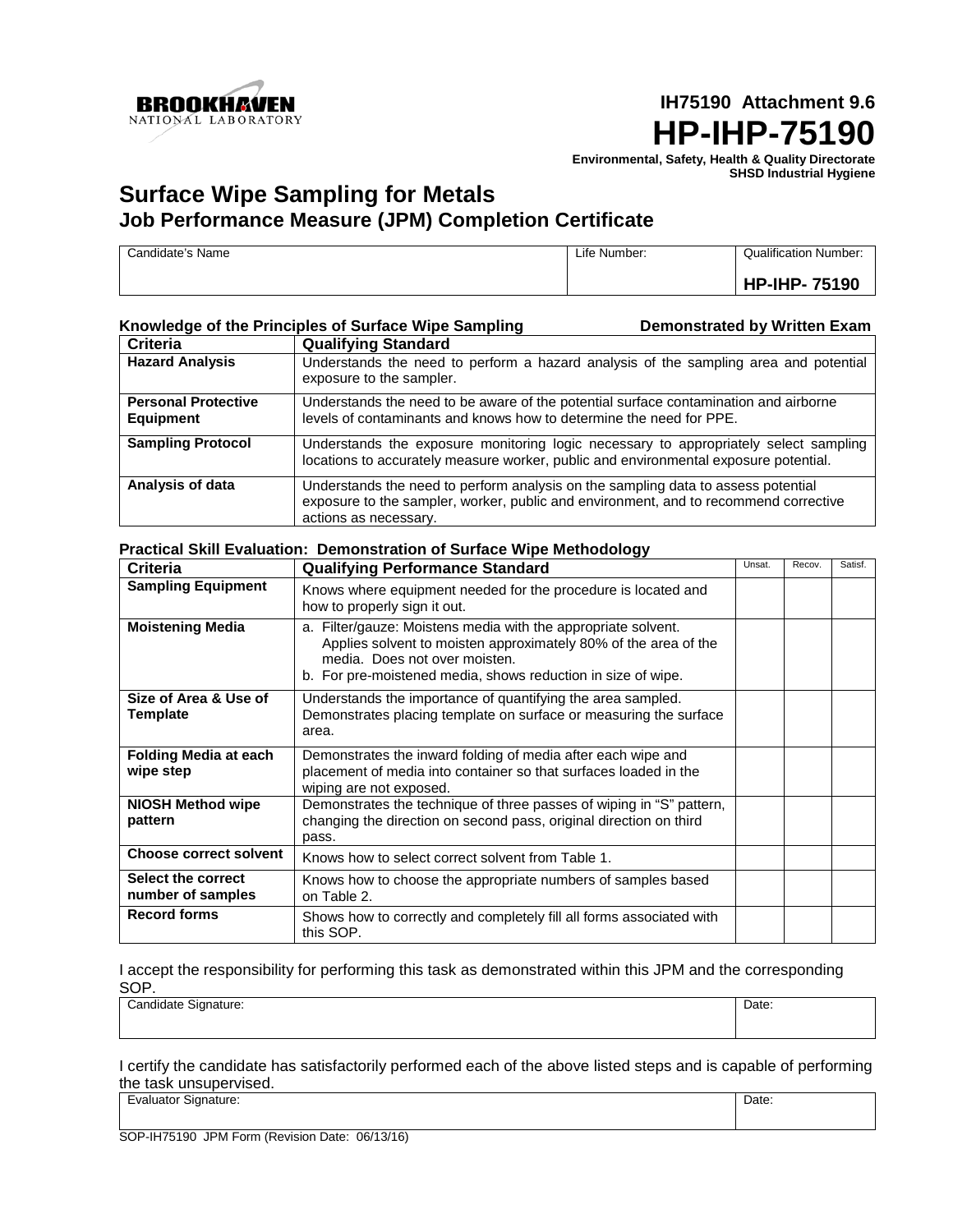IH75190 Attachment 9.6

# HP-IHP-75190

**Environmental, Safety, Health & Quality Directorate**
**SHSD Industrial Hygiene**

# Surface Wipe Sampling for Metals
## Job Performance Measure (JPM) Completion Certificate

| Candidate's Name | Life Number: | Qualification Number: **HP-IHP- 75190** |
|---|---|---|
| | | |

**Knowledge of the Principles of Surface Wipe Sampling** — **Demonstrated by Written Exam**

| Criteria | Qualifying Standard |
|---|---|
| **Hazard Analysis** | Understands the need to perform a hazard analysis of the sampling area and potential exposure to the sampler. |
| **Personal Protective Equipment** | Understands the need to be aware of the potential surface contamination and airborne levels of contaminants and knows how to determine the need for PPE. |
| **Sampling Protocol** | Understands the exposure monitoring logic necessary to appropriately select sampling locations to accurately measure worker, public and environmental exposure potential. |
| **Analysis of data** | Understands the need to perform analysis on the sampling data to assess potential exposure to the sampler, worker, public and environment, and to recommend corrective actions as necessary. |

**Practical Skill Evaluation: Demonstration of Surface Wipe Methodology**

| Criteria | Qualifying Performance Standard | Unsat. | Recov. | Satisf. |
|---|---|---|---|---|
| **Sampling Equipment** | Knows where equipment needed for the procedure is located and how to properly sign it out. | | | |
| **Moistening Media** | a. Filter/gauze: Moistens media with the appropriate solvent. Applies solvent to moisten approximately 80% of the area of the media. Does not over moisten.<br>b. For pre-moistened media, shows reduction in size of wipe. | | | |
| **Size of Area & Use of Template** | Understands the importance of quantifying the area sampled. Demonstrates placing template on surface or measuring the surface area. | | | |
| **Folding Media at each wipe step** | Demonstrates the inward folding of media after each wipe and placement of media into container so that surfaces loaded in the wiping are not exposed. | | | |
| **NIOSH Method wipe pattern** | Demonstrates the technique of three passes of wiping in "S" pattern, changing the direction on second pass, original direction on third pass. | | | |
| **Choose correct solvent** | Knows how to select correct solvent from Table 1. | | | |
| **Select the correct number of samples** | Knows how to choose the appropriate numbers of samples based on Table 2. | | | |
| **Record forms** | Shows how to correctly and completely fill all forms associated with this SOP. | | | |

I accept the responsibility for performing this task as demonstrated within this JPM and the corresponding SOP.

| Candidate Signature: | Date: |
|---|---|
| | |

I certify the candidate has satisfactorily performed each of the above listed steps and is capable of performing the task unsupervised.

| Evaluator Signature: | Date: |
|---|---|
| | |

SOP-IH75190 JPM Form (Revision Date: 06/13/16)